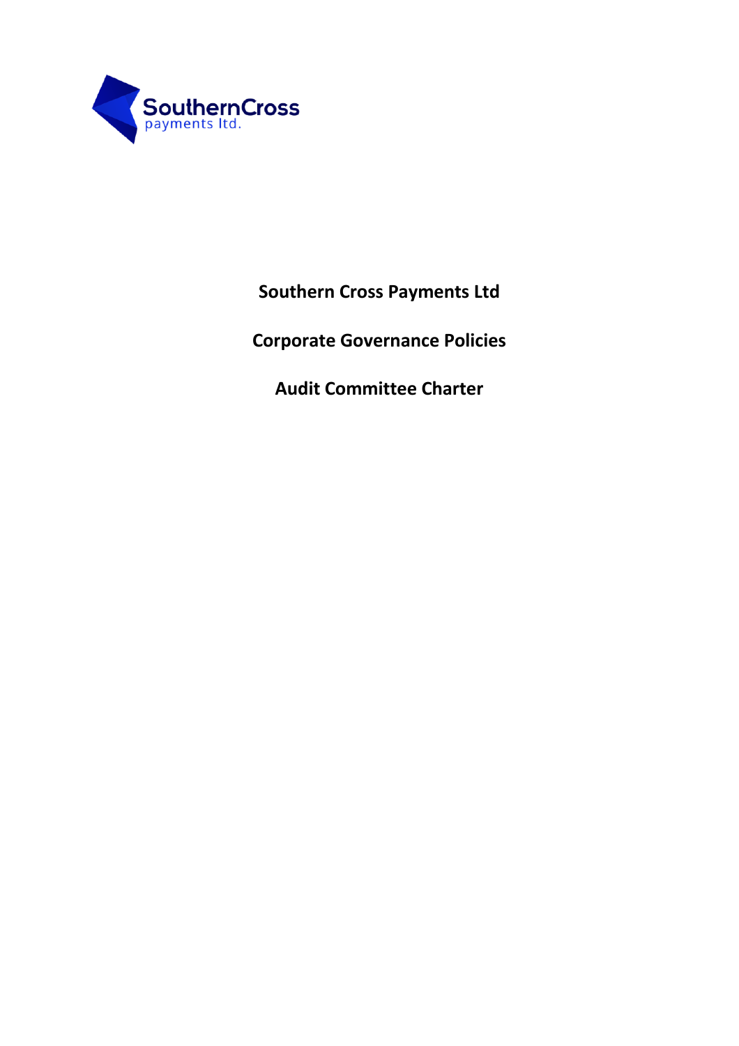# Southern Cross Payments Ltd

## Corporate Governance Policies

## Audit Committee Charter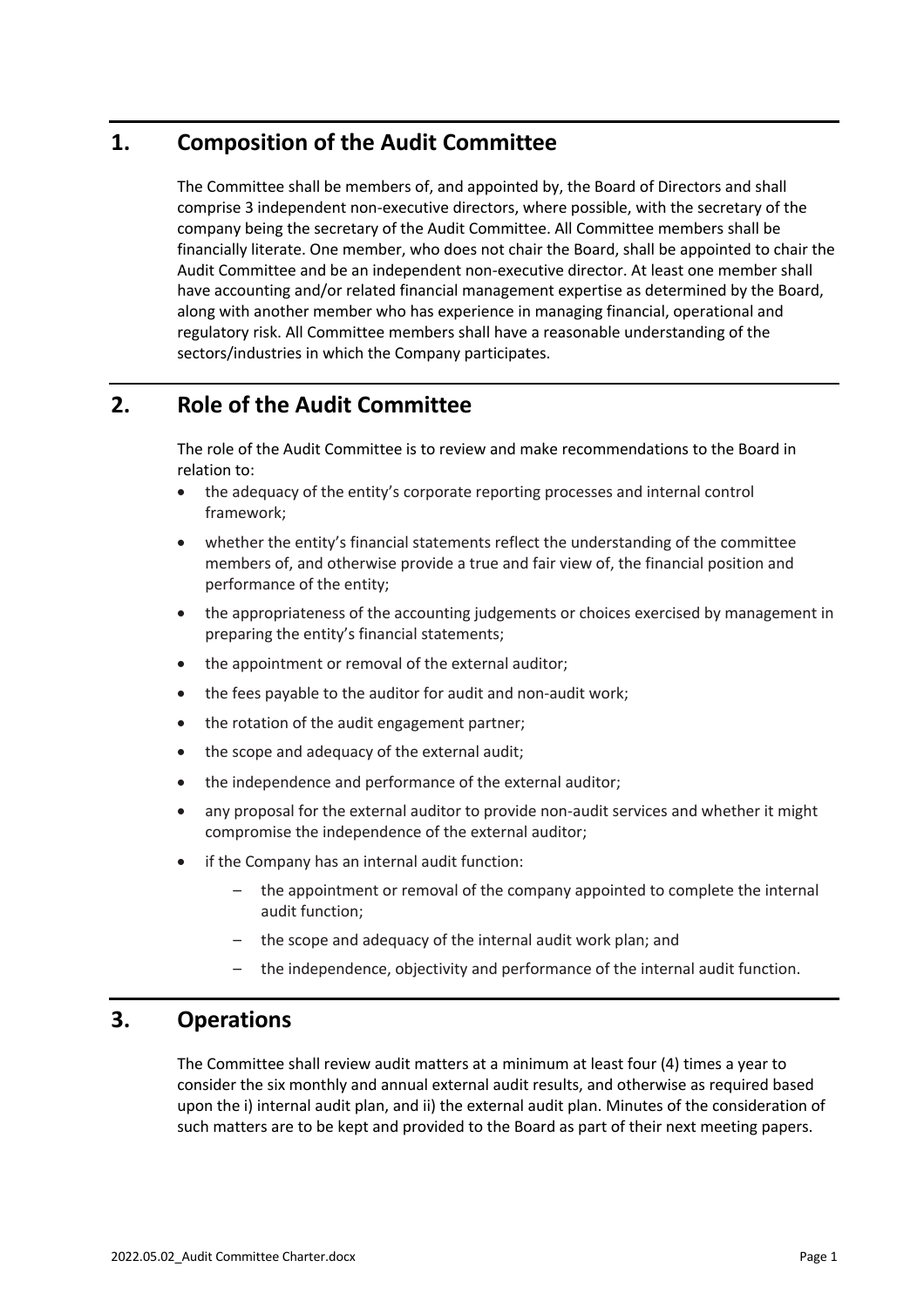## 1. Composition of the Audit Committee

The Committee shall be members of, and appointed by, the Board of Directors and shall comprise 3 independent non-executive directors, where possible, with the secretary of the company being the secretary of the Audit Committee. All Committee members shall be financially literate. One member, who does not chair the Board, shall be appointed to chair the Audit Committee and be an independent non-executive director. At least one member shall have accounting and/or related financial management expertise as determined by the Board, along with another member who has experience in managing financial, operational and regulatory risk. All Committee members shall have a reasonable understanding of the sectors/industries in which the Company participates.

## 2. Role of the Audit Committee

The role of the Audit Committee is to review and make recommendations to the Board in relation to:

- the adequacy of the entity's corporate reporting processes and internal control framework;
- whether the entity's financial statements reflect the understanding of the committee members of, and otherwise provide a true and fair view of, the financial position and performance of the entity;
- the appropriateness of the accounting judgements or choices exercised by management in preparing the entity's financial statements;
- the appointment or removal of the external auditor;
- the fees payable to the auditor for audit and non-audit work;
- the rotation of the audit engagement partner;
- the scope and adequacy of the external audit;
- the independence and performance of the external auditor;
- any proposal for the external auditor to provide non-audit services and whether it might compromise the independence of the external auditor;
- if the Company has an internal audit function:
  - the appointment or removal of the company appointed to complete the internal audit function;
  - the scope and adequacy of the internal audit work plan; and
  - the independence, objectivity and performance of the internal audit function.

## 3. Operations

The Committee shall review audit matters at a minimum at least four (4) times a year to consider the six monthly and annual external audit results, and otherwise as required based upon the i) internal audit plan, and ii) the external audit plan. Minutes of the consideration of such matters are to be kept and provided to the Board as part of their next meeting papers.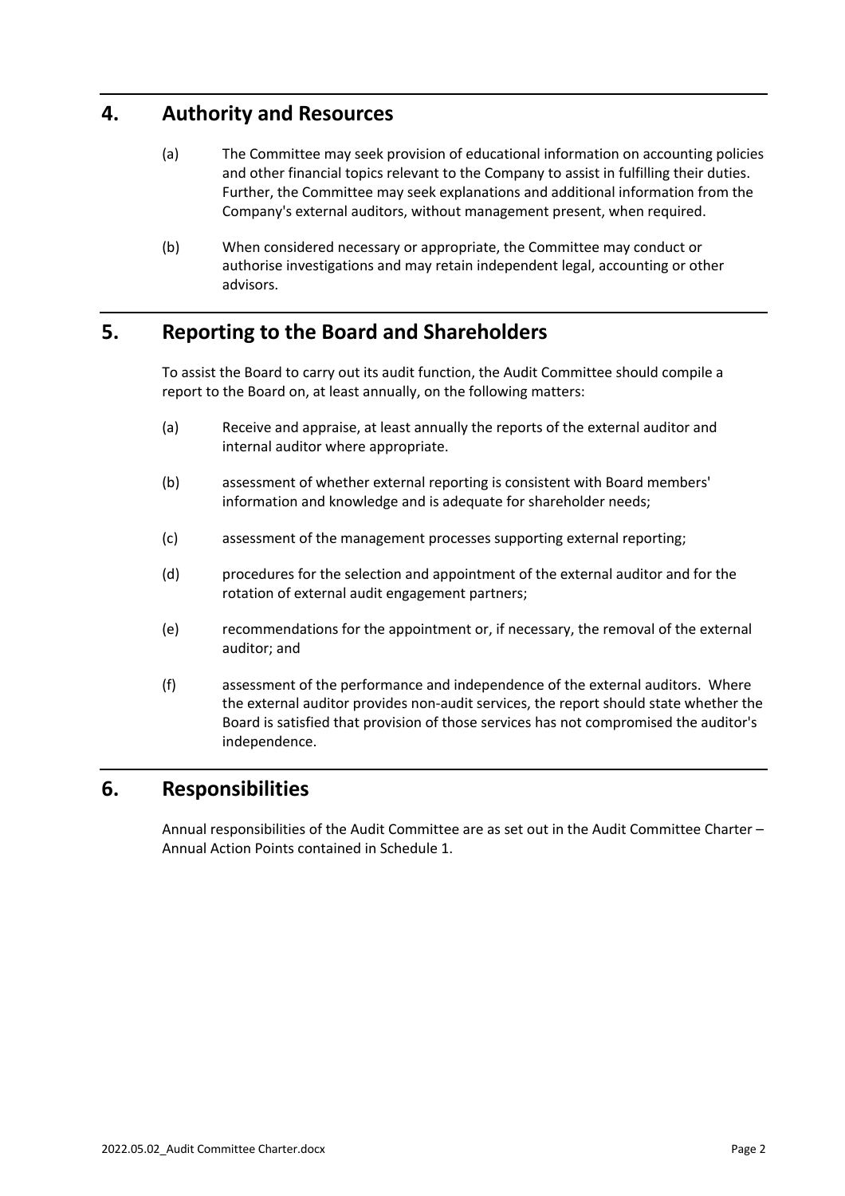## 4. Authority and Resources

(a) The Committee may seek provision of educational information on accounting policies and other financial topics relevant to the Company to assist in fulfilling their duties. Further, the Committee may seek explanations and additional information from the Company's external auditors, without management present, when required.

(b) When considered necessary or appropriate, the Committee may conduct or authorise investigations and may retain independent legal, accounting or other advisors.

## 5. Reporting to the Board and Shareholders

To assist the Board to carry out its audit function, the Audit Committee should compile a report to the Board on, at least annually, on the following matters:

(a) Receive and appraise, at least annually the reports of the external auditor and internal auditor where appropriate.

(b) assessment of whether external reporting is consistent with Board members' information and knowledge and is adequate for shareholder needs;

(c) assessment of the management processes supporting external reporting;

(d) procedures for the selection and appointment of the external auditor and for the rotation of external audit engagement partners;

(e) recommendations for the appointment or, if necessary, the removal of the external auditor; and

(f) assessment of the performance and independence of the external auditors. Where the external auditor provides non-audit services, the report should state whether the Board is satisfied that provision of those services has not compromised the auditor's independence.

## 6. Responsibilities

Annual responsibilities of the Audit Committee are as set out in the Audit Committee Charter – Annual Action Points contained in Schedule 1.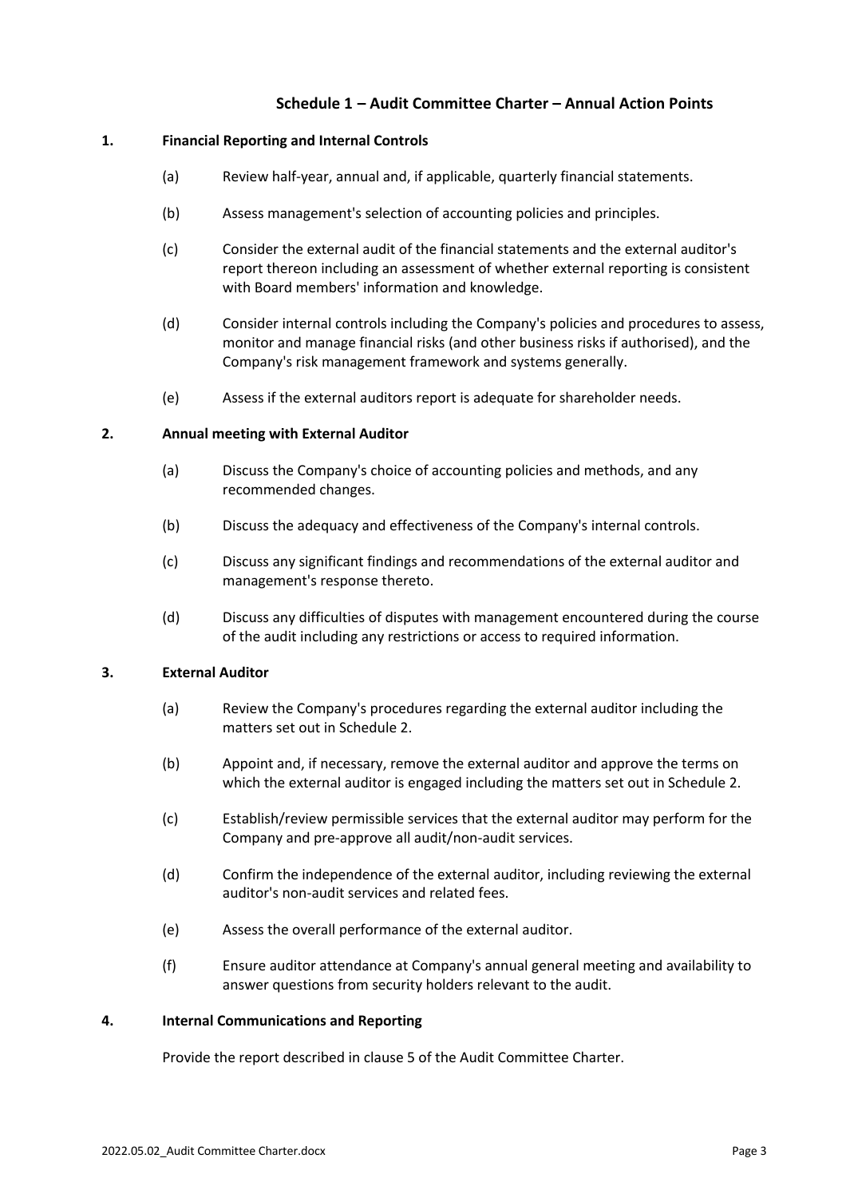## Schedule 1 – Audit Committee Charter – Annual Action Points

### 1. Financial Reporting and Internal Controls

(a) Review half-year, annual and, if applicable, quarterly financial statements.

(b) Assess management's selection of accounting policies and principles.

(c) Consider the external audit of the financial statements and the external auditor's report thereon including an assessment of whether external reporting is consistent with Board members' information and knowledge.

(d) Consider internal controls including the Company's policies and procedures to assess, monitor and manage financial risks (and other business risks if authorised), and the Company's risk management framework and systems generally.

(e) Assess if the external auditors report is adequate for shareholder needs.

### 2. Annual meeting with External Auditor

(a) Discuss the Company's choice of accounting policies and methods, and any recommended changes.

(b) Discuss the adequacy and effectiveness of the Company's internal controls.

(c) Discuss any significant findings and recommendations of the external auditor and management's response thereto.

(d) Discuss any difficulties of disputes with management encountered during the course of the audit including any restrictions or access to required information.

### 3. External Auditor

(a) Review the Company's procedures regarding the external auditor including the matters set out in Schedule 2.

(b) Appoint and, if necessary, remove the external auditor and approve the terms on which the external auditor is engaged including the matters set out in Schedule 2.

(c) Establish/review permissible services that the external auditor may perform for the Company and pre-approve all audit/non-audit services.

(d) Confirm the independence of the external auditor, including reviewing the external auditor's non-audit services and related fees.

(e) Assess the overall performance of the external auditor.

(f) Ensure auditor attendance at Company's annual general meeting and availability to answer questions from security holders relevant to the audit.

### 4. Internal Communications and Reporting

Provide the report described in clause 5 of the Audit Committee Charter.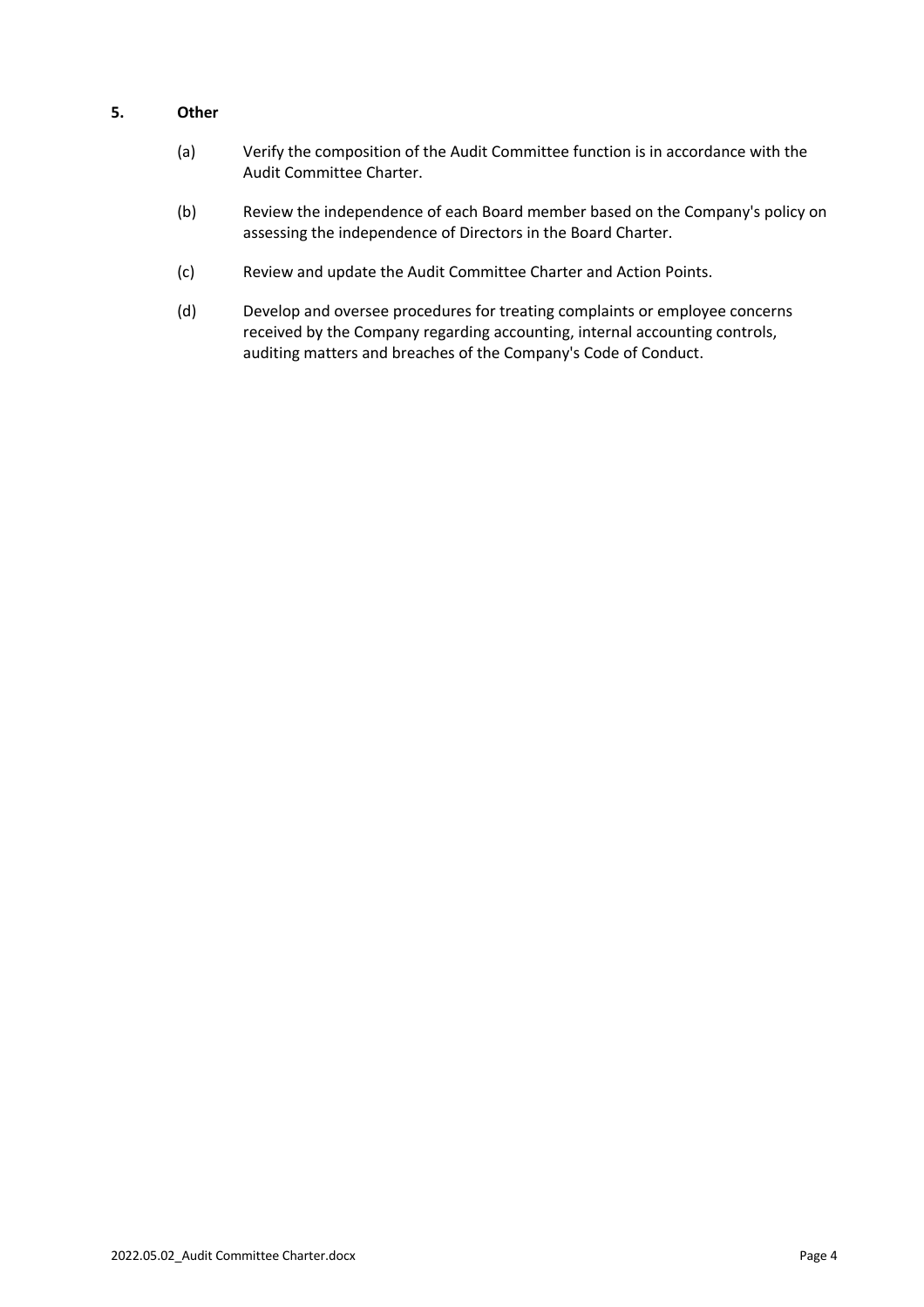## 5. Other

(a) Verify the composition of the Audit Committee function is in accordance with the Audit Committee Charter.

(b) Review the independence of each Board member based on the Company's policy on assessing the independence of Directors in the Board Charter.

(c) Review and update the Audit Committee Charter and Action Points.

(d) Develop and oversee procedures for treating complaints or employee concerns received by the Company regarding accounting, internal accounting controls, auditing matters and breaches of the Company's Code of Conduct.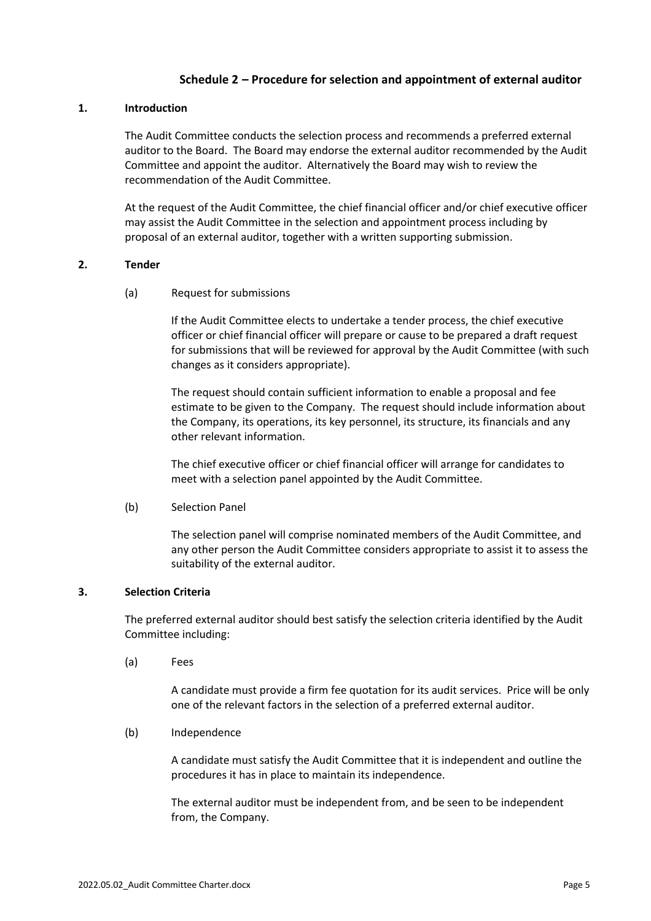## Schedule 2 – Procedure for selection and appointment of external auditor

### 1. Introduction

The Audit Committee conducts the selection process and recommends a preferred external auditor to the Board. The Board may endorse the external auditor recommended by the Audit Committee and appoint the auditor. Alternatively the Board may wish to review the recommendation of the Audit Committee.

At the request of the Audit Committee, the chief financial officer and/or chief executive officer may assist the Audit Committee in the selection and appointment process including by proposal of an external auditor, together with a written supporting submission.

### 2. Tender

(a) Request for submissions

If the Audit Committee elects to undertake a tender process, the chief executive officer or chief financial officer will prepare or cause to be prepared a draft request for submissions that will be reviewed for approval by the Audit Committee (with such changes as it considers appropriate).

The request should contain sufficient information to enable a proposal and fee estimate to be given to the Company. The request should include information about the Company, its operations, its key personnel, its structure, its financials and any other relevant information.

The chief executive officer or chief financial officer will arrange for candidates to meet with a selection panel appointed by the Audit Committee.

(b) Selection Panel

The selection panel will comprise nominated members of the Audit Committee, and any other person the Audit Committee considers appropriate to assist it to assess the suitability of the external auditor.

### 3. Selection Criteria

The preferred external auditor should best satisfy the selection criteria identified by the Audit Committee including:

(a) Fees

A candidate must provide a firm fee quotation for its audit services. Price will be only one of the relevant factors in the selection of a preferred external auditor.

(b) Independence

A candidate must satisfy the Audit Committee that it is independent and outline the procedures it has in place to maintain its independence.

The external auditor must be independent from, and be seen to be independent from, the Company.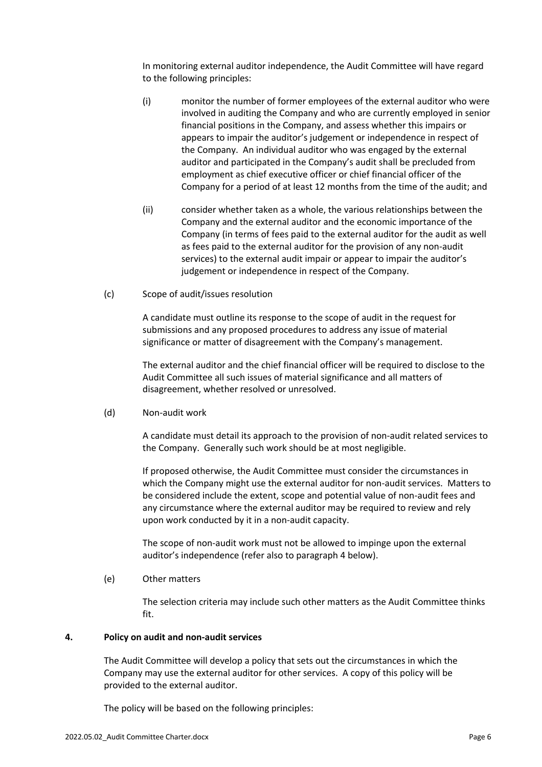In monitoring external auditor independence, the Audit Committee will have regard to the following principles:

(i) monitor the number of former employees of the external auditor who were involved in auditing the Company and who are currently employed in senior financial positions in the Company, and assess whether this impairs or appears to impair the auditor's judgement or independence in respect of the Company. An individual auditor who was engaged by the external auditor and participated in the Company's audit shall be precluded from employment as chief executive officer or chief financial officer of the Company for a period of at least 12 months from the time of the audit; and

(ii) consider whether taken as a whole, the various relationships between the Company and the external auditor and the economic importance of the Company (in terms of fees paid to the external auditor for the audit as well as fees paid to the external auditor for the provision of any non-audit services) to the external audit impair or appear to impair the auditor's judgement or independence in respect of the Company.

(c) Scope of audit/issues resolution

A candidate must outline its response to the scope of audit in the request for submissions and any proposed procedures to address any issue of material significance or matter of disagreement with the Company's management.

The external auditor and the chief financial officer will be required to disclose to the Audit Committee all such issues of material significance and all matters of disagreement, whether resolved or unresolved.

(d) Non-audit work

A candidate must detail its approach to the provision of non-audit related services to the Company. Generally such work should be at most negligible.

If proposed otherwise, the Audit Committee must consider the circumstances in which the Company might use the external auditor for non-audit services. Matters to be considered include the extent, scope and potential value of non-audit fees and any circumstance where the external auditor may be required to review and rely upon work conducted by it in a non-audit capacity.

The scope of non-audit work must not be allowed to impinge upon the external auditor's independence (refer also to paragraph 4 below).

(e) Other matters

The selection criteria may include such other matters as the Audit Committee thinks fit.

## 4. Policy on audit and non-audit services

The Audit Committee will develop a policy that sets out the circumstances in which the Company may use the external auditor for other services. A copy of this policy will be provided to the external auditor.

The policy will be based on the following principles: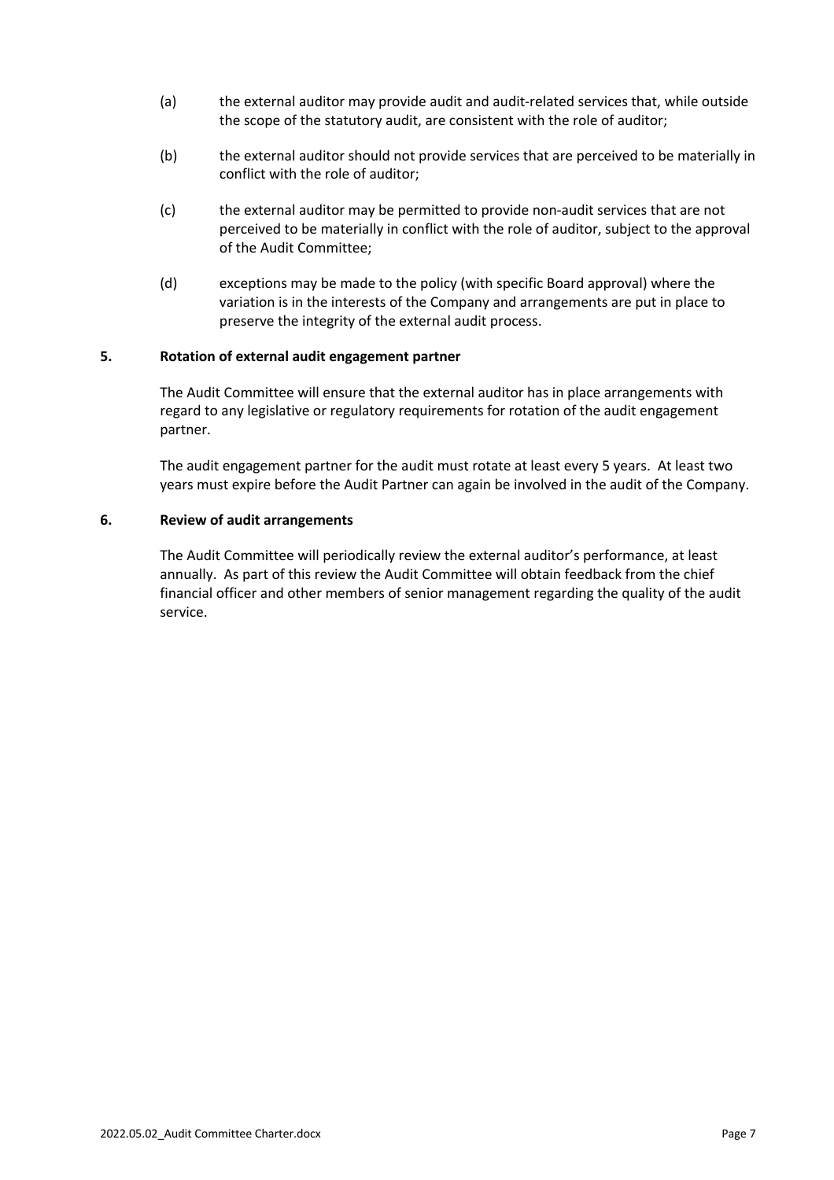(a) the external auditor may provide audit and audit-related services that, while outside the scope of the statutory audit, are consistent with the role of auditor;

(b) the external auditor should not provide services that are perceived to be materially in conflict with the role of auditor;

(c) the external auditor may be permitted to provide non-audit services that are not perceived to be materially in conflict with the role of auditor, subject to the approval of the Audit Committee;

(d) exceptions may be made to the policy (with specific Board approval) where the variation is in the interests of the Company and arrangements are put in place to preserve the integrity of the external audit process.

## 5. Rotation of external audit engagement partner

The Audit Committee will ensure that the external auditor has in place arrangements with regard to any legislative or regulatory requirements for rotation of the audit engagement partner.

The audit engagement partner for the audit must rotate at least every 5 years. At least two years must expire before the Audit Partner can again be involved in the audit of the Company.

## 6. Review of audit arrangements

The Audit Committee will periodically review the external auditor's performance, at least annually. As part of this review the Audit Committee will obtain feedback from the chief financial officer and other members of senior management regarding the quality of the audit service.